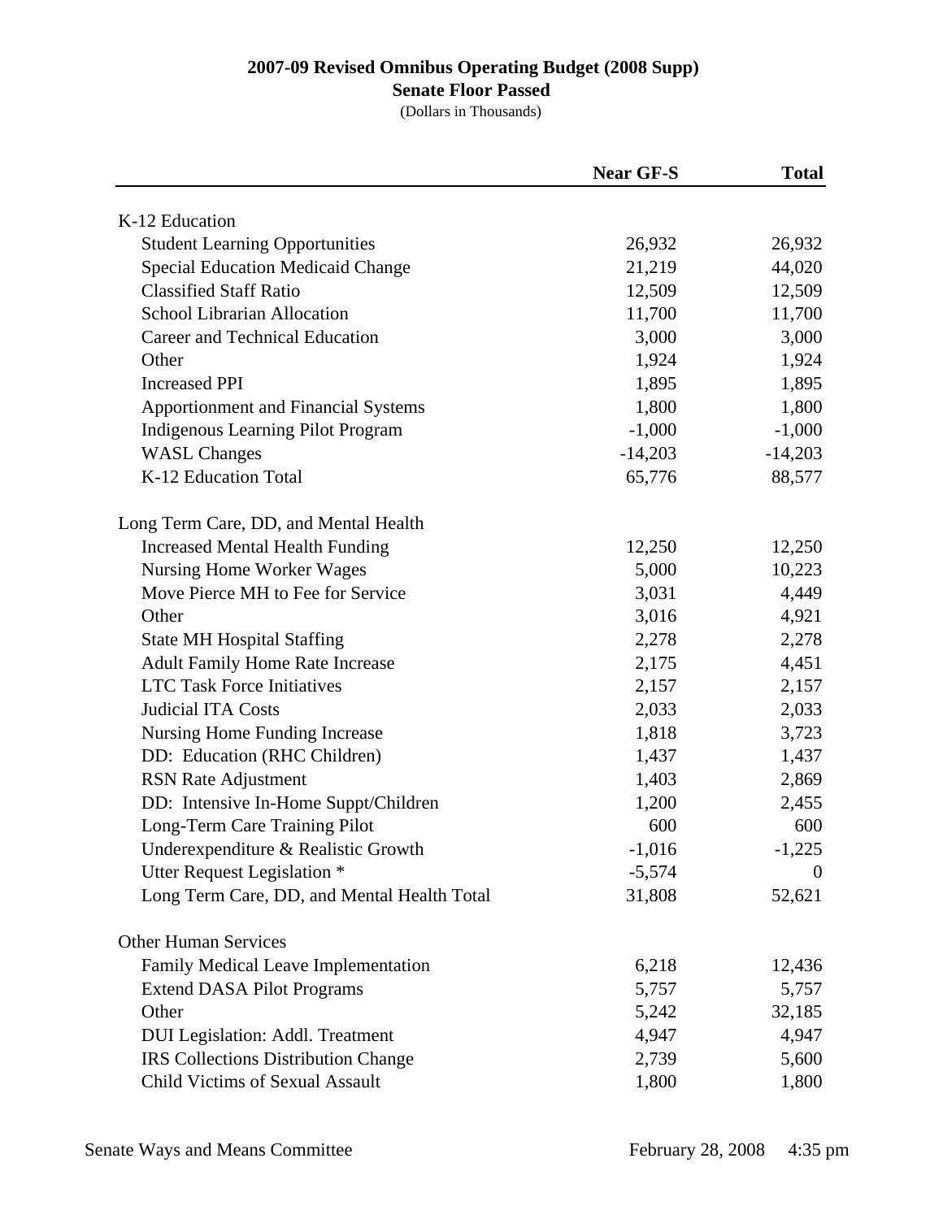# 2007-09 Revised Omnibus Operating Budget (2008 Supp)

**Senate Floor Passed**

(Dollars in Thousands)

| | Near GF-S | Total |
|---|---|---|
| K-12 Education | | |
| Student Learning Opportunities | 26,932 | 26,932 |
| Special Education Medicaid Change | 21,219 | 44,020 |
| Classified Staff Ratio | 12,509 | 12,509 |
| School Librarian Allocation | 11,700 | 11,700 |
| Career and Technical Education | 3,000 | 3,000 |
| Other | 1,924 | 1,924 |
| Increased PPI | 1,895 | 1,895 |
| Apportionment and Financial Systems | 1,800 | 1,800 |
| Indigenous Learning Pilot Program | -1,000 | -1,000 |
| WASL Changes | -14,203 | -14,203 |
| K-12 Education Total | 65,776 | 88,577 |
| | | |
| Long Term Care, DD, and Mental Health | | |
| Increased Mental Health Funding | 12,250 | 12,250 |
| Nursing Home Worker Wages | 5,000 | 10,223 |
| Move Pierce MH to Fee for Service | 3,031 | 4,449 |
| Other | 3,016 | 4,921 |
| State MH Hospital Staffing | 2,278 | 2,278 |
| Adult Family Home Rate Increase | 2,175 | 4,451 |
| LTC Task Force Initiatives | 2,157 | 2,157 |
| Judicial ITA Costs | 2,033 | 2,033 |
| Nursing Home Funding Increase | 1,818 | 3,723 |
| DD: Education (RHC Children) | 1,437 | 1,437 |
| RSN Rate Adjustment | 1,403 | 2,869 |
| DD: Intensive In-Home Suppt/Children | 1,200 | 2,455 |
| Long-Term Care Training Pilot | 600 | 600 |
| Underexpenditure & Realistic Growth | -1,016 | -1,225 |
| Utter Request Legislation * | -5,574 | 0 |
| Long Term Care, DD, and Mental Health Total | 31,808 | 52,621 |
| | | |
| Other Human Services | | |
| Family Medical Leave Implementation | 6,218 | 12,436 |
| Extend DASA Pilot Programs | 5,757 | 5,757 |
| Other | 5,242 | 32,185 |
| DUI Legislation: Addl. Treatment | 4,947 | 4,947 |
| IRS Collections Distribution Change | 2,739 | 5,600 |
| Child Victims of Sexual Assault | 1,800 | 1,800 |

Senate Ways and Means Committee February 28, 2008 4:35 pm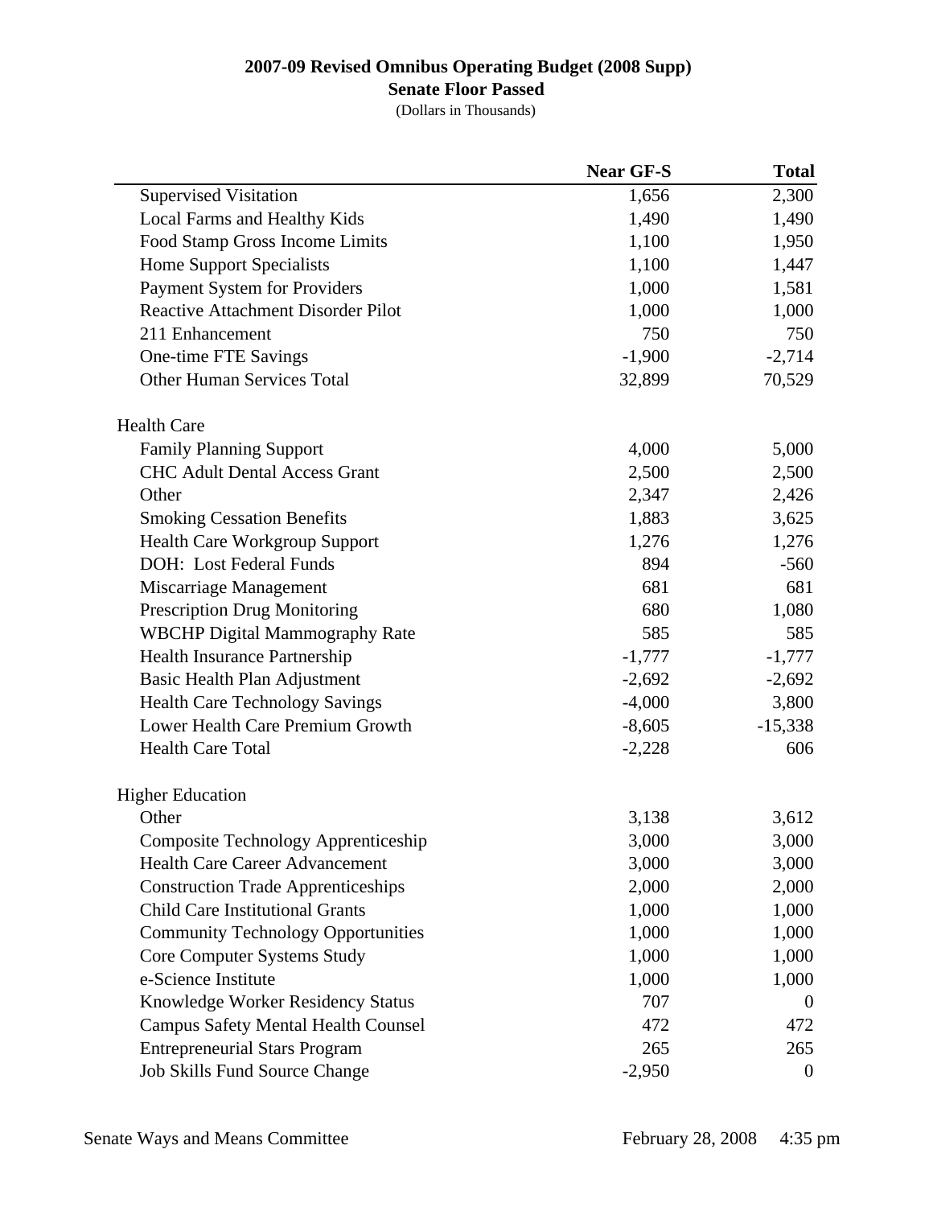# 2007-09 Revised Omnibus Operating Budget (2008 Supp)

## Senate Floor Passed

(Dollars in Thousands)

| | Near GF-S | Total |
|---|---|---|
| Supervised Visitation | 1,656 | 2,300 |
| Local Farms and Healthy Kids | 1,490 | 1,490 |
| Food Stamp Gross Income Limits | 1,100 | 1,950 |
| Home Support Specialists | 1,100 | 1,447 |
| Payment System for Providers | 1,000 | 1,581 |
| Reactive Attachment Disorder Pilot | 1,000 | 1,000 |
| 211 Enhancement | 750 | 750 |
| One-time FTE Savings | -1,900 | -2,714 |
| Other Human Services Total | 32,899 | 70,529 |
| | | |
| **Health Care** | | |
| Family Planning Support | 4,000 | 5,000 |
| CHC Adult Dental Access Grant | 2,500 | 2,500 |
| Other | 2,347 | 2,426 |
| Smoking Cessation Benefits | 1,883 | 3,625 |
| Health Care Workgroup Support | 1,276 | 1,276 |
| DOH: Lost Federal Funds | 894 | -560 |
| Miscarriage Management | 681 | 681 |
| Prescription Drug Monitoring | 680 | 1,080 |
| WBCHP Digital Mammography Rate | 585 | 585 |
| Health Insurance Partnership | -1,777 | -1,777 |
| Basic Health Plan Adjustment | -2,692 | -2,692 |
| Health Care Technology Savings | -4,000 | 3,800 |
| Lower Health Care Premium Growth | -8,605 | -15,338 |
| Health Care Total | -2,228 | 606 |
| | | |
| **Higher Education** | | |
| Other | 3,138 | 3,612 |
| Composite Technology Apprenticeship | 3,000 | 3,000 |
| Health Care Career Advancement | 3,000 | 3,000 |
| Construction Trade Apprenticeships | 2,000 | 2,000 |
| Child Care Institutional Grants | 1,000 | 1,000 |
| Community Technology Opportunities | 1,000 | 1,000 |
| Core Computer Systems Study | 1,000 | 1,000 |
| e-Science Institute | 1,000 | 1,000 |
| Knowledge Worker Residency Status | 707 | 0 |
| Campus Safety Mental Health Counsel | 472 | 472 |
| Entrepreneurial Stars Program | 265 | 265 |
| Job Skills Fund Source Change | -2,950 | 0 |

Senate Ways and Means Committee February 28, 2008 4:35 pm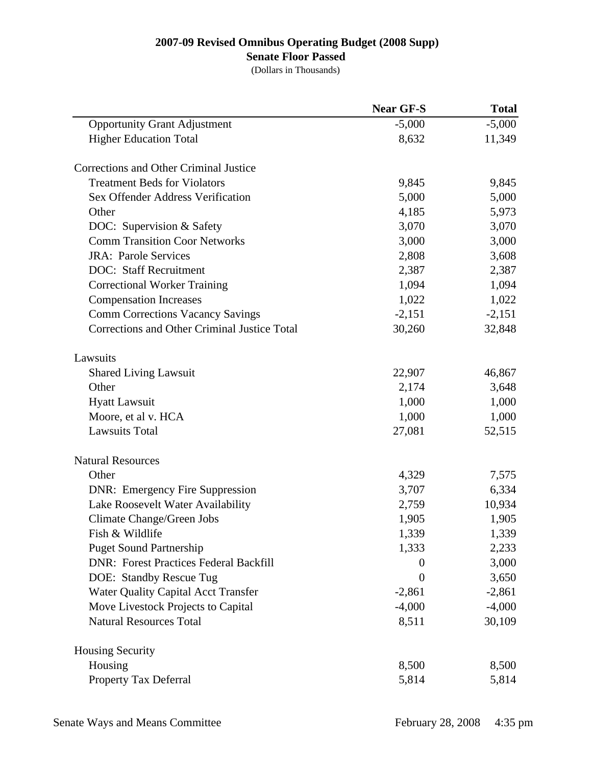# 2007-09 Revised Omnibus Operating Budget (2008 Supp)

## Senate Floor Passed

(Dollars in Thousands)

| | Near GF-S | Total |
|---|---|---|
| Opportunity Grant Adjustment | -5,000 | -5,000 |
| Higher Education Total | 8,632 | 11,349 |
| | | |
| Corrections and Other Criminal Justice | | |
| Treatment Beds for Violators | 9,845 | 9,845 |
| Sex Offender Address Verification | 5,000 | 5,000 |
| Other | 4,185 | 5,973 |
| DOC: Supervision & Safety | 3,070 | 3,070 |
| Comm Transition Coor Networks | 3,000 | 3,000 |
| JRA: Parole Services | 2,808 | 3,608 |
| DOC: Staff Recruitment | 2,387 | 2,387 |
| Correctional Worker Training | 1,094 | 1,094 |
| Compensation Increases | 1,022 | 1,022 |
| Comm Corrections Vacancy Savings | -2,151 | -2,151 |
| Corrections and Other Criminal Justice Total | 30,260 | 32,848 |
| | | |
| Lawsuits | | |
| Shared Living Lawsuit | 22,907 | 46,867 |
| Other | 2,174 | 3,648 |
| Hyatt Lawsuit | 1,000 | 1,000 |
| Moore, et al v. HCA | 1,000 | 1,000 |
| Lawsuits Total | 27,081 | 52,515 |
| | | |
| Natural Resources | | |
| Other | 4,329 | 7,575 |
| DNR: Emergency Fire Suppression | 3,707 | 6,334 |
| Lake Roosevelt Water Availability | 2,759 | 10,934 |
| Climate Change/Green Jobs | 1,905 | 1,905 |
| Fish & Wildlife | 1,339 | 1,339 |
| Puget Sound Partnership | 1,333 | 2,233 |
| DNR: Forest Practices Federal Backfill | 0 | 3,000 |
| DOE: Standby Rescue Tug | 0 | 3,650 |
| Water Quality Capital Acct Transfer | -2,861 | -2,861 |
| Move Livestock Projects to Capital | -4,000 | -4,000 |
| Natural Resources Total | 8,511 | 30,109 |
| | | |
| Housing Security | | |
| Housing | 8,500 | 8,500 |
| Property Tax Deferral | 5,814 | 5,814 |

Senate Ways and Means Committee — February 28, 2008 4:35 pm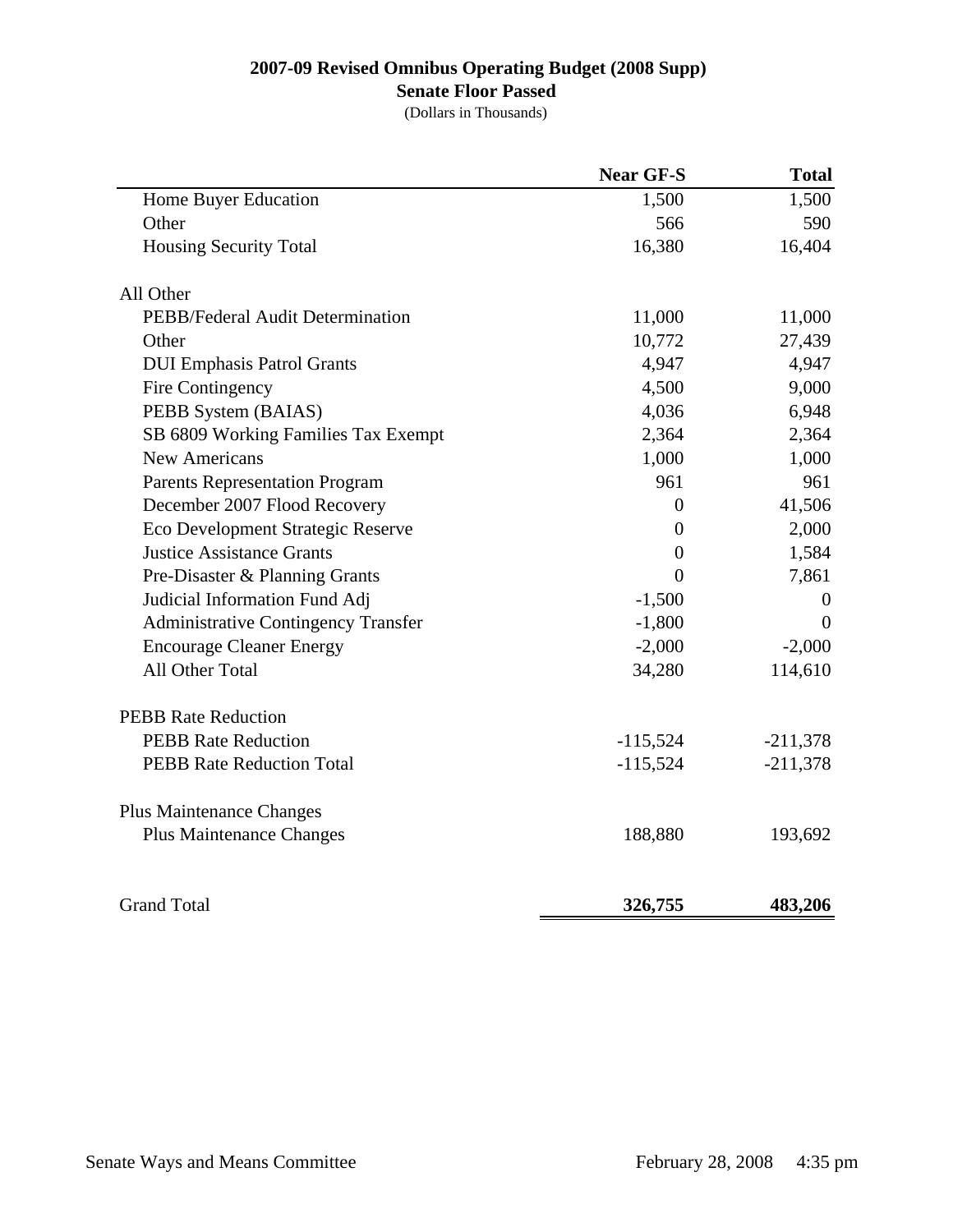**2007-09 Revised Omnibus Operating Budget (2008 Supp)**
**Senate Floor Passed**
(Dollars in Thousands)

| | Near GF-S | Total |
|---|---|---|
| Home Buyer Education | 1,500 | 1,500 |
| Other | 566 | 590 |
| Housing Security Total | 16,380 | 16,404 |
| | | |
| All Other | | |
| PEBB/Federal Audit Determination | 11,000 | 11,000 |
| Other | 10,772 | 27,439 |
| DUI Emphasis Patrol Grants | 4,947 | 4,947 |
| Fire Contingency | 4,500 | 9,000 |
| PEBB System (BAIAS) | 4,036 | 6,948 |
| SB 6809 Working Families Tax Exempt | 2,364 | 2,364 |
| New Americans | 1,000 | 1,000 |
| Parents Representation Program | 961 | 961 |
| December 2007 Flood Recovery | 0 | 41,506 |
| Eco Development Strategic Reserve | 0 | 2,000 |
| Justice Assistance Grants | 0 | 1,584 |
| Pre-Disaster & Planning Grants | 0 | 7,861 |
| Judicial Information Fund Adj | -1,500 | 0 |
| Administrative Contingency Transfer | -1,800 | 0 |
| Encourage Cleaner Energy | -2,000 | -2,000 |
| All Other Total | 34,280 | 114,610 |
| | | |
| PEBB Rate Reduction | | |
| PEBB Rate Reduction | -115,524 | -211,378 |
| PEBB Rate Reduction Total | -115,524 | -211,378 |
| | | |
| Plus Maintenance Changes | | |
| Plus Maintenance Changes | 188,880 | 193,692 |
| | | |
| Grand Total | **326,755** | **483,206** |

Senate Ways and Means Committee February 28, 2008 4:35 pm